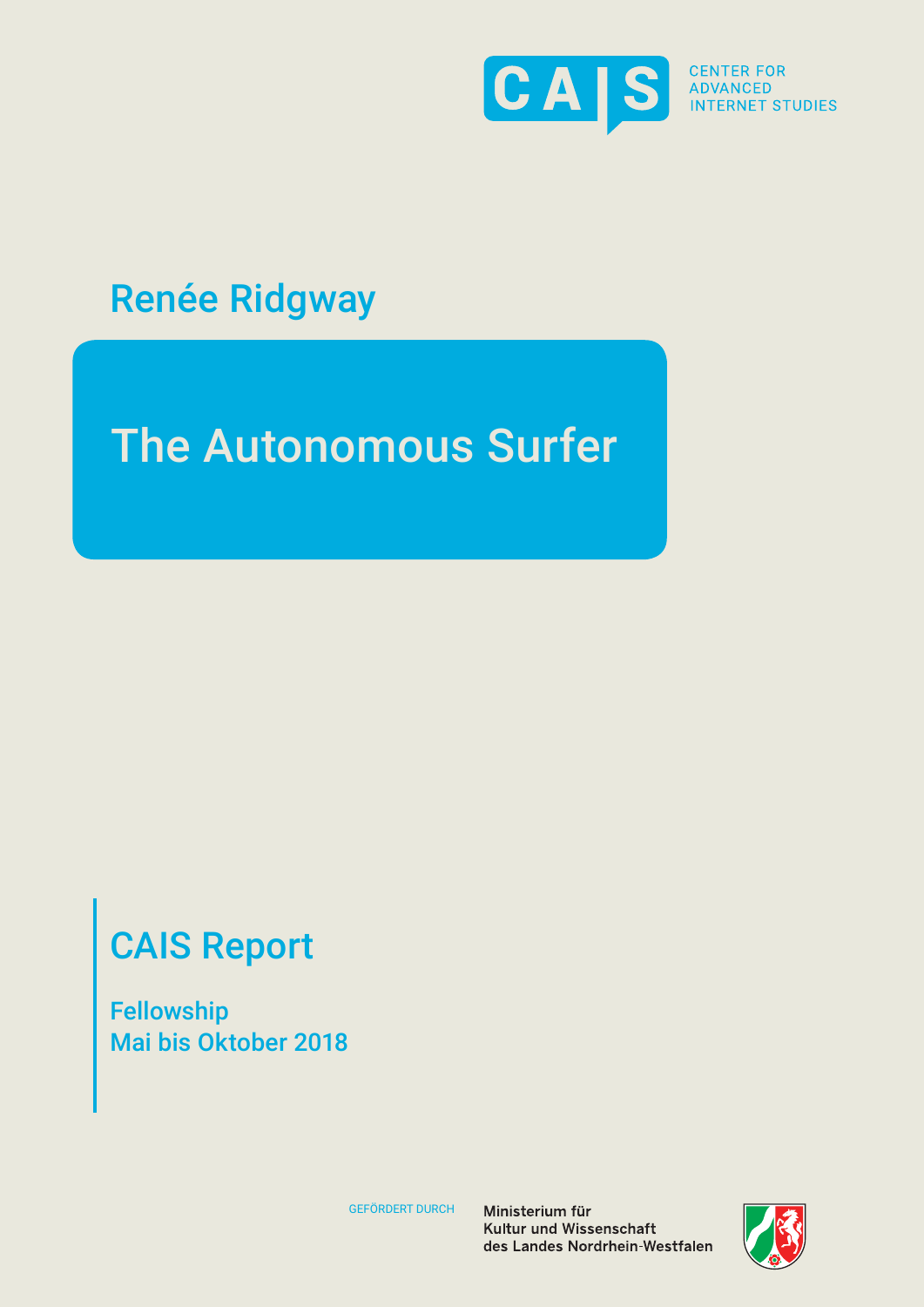CAIS CENTER FOR ADVANCED INTERNET STUDIES

Renée Ridgway

# The Autonomous Surfer

## CAIS Report

Fellowship
Mai bis Oktober 2018

GEFÖRDERT DURCH

Ministerium für
Kultur und Wissenschaft
des Landes Nordrhein-Westfalen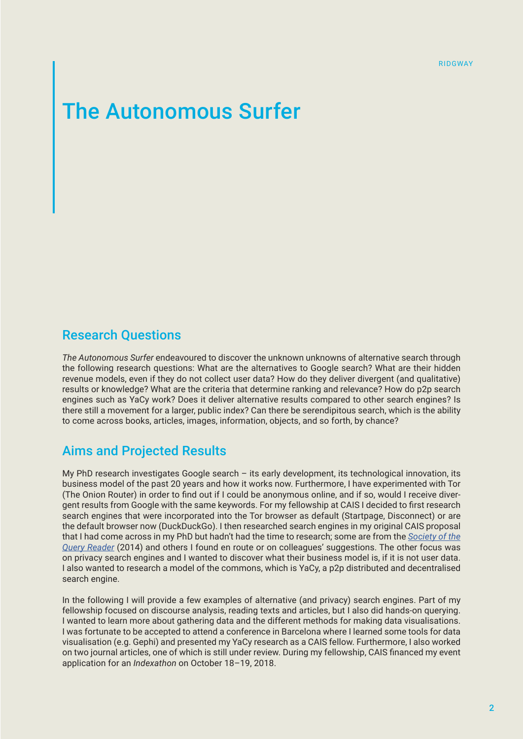# The Autonomous Surfer

## Research Questions

*The Autonomous Surfer* endeavoured to discover the unknown unknowns of alternative search through the following research questions: What are the alternatives to Google search? What are their hidden revenue models, even if they do not collect user data? How do they deliver divergent (and qualitative) results or knowledge? What are the criteria that determine ranking and relevance? How do p2p search engines such as YaCy work? Does it deliver alternative results compared to other search engines? Is there still a movement for a larger, public index? Can there be serendipitous search, which is the ability to come across books, articles, images, information, objects, and so forth, by chance?

## Aims and Projected Results

My PhD research investigates Google search – its early development, its technological innovation, its business model of the past 20 years and how it works now. Furthermore, I have experimented with Tor (The Onion Router) in order to find out if I could be anonymous online, and if so, would I receive divergent results from Google with the same keywords. For my fellowship at CAIS I decided to first research search engines that were incorporated into the Tor browser as default (Startpage, Disconnect) or are the default browser now (DuckDuckGo). I then researched search engines in my original CAIS proposal that I had come across in my PhD but hadn't had the time to research; some are from the *Society of the Query Reader* (2014) and others I found en route or on colleagues' suggestions. The other focus was on privacy search engines and I wanted to discover what their business model is, if it is not user data. I also wanted to research a model of the commons, which is YaCy, a p2p distributed and decentralised search engine.

In the following I will provide a few examples of alternative (and privacy) search engines. Part of my fellowship focused on discourse analysis, reading texts and articles, but I also did hands-on querying. I wanted to learn more about gathering data and the different methods for making data visualisations. I was fortunate to be accepted to attend a conference in Barcelona where I learned some tools for data visualisation (e.g. Gephi) and presented my YaCy research as a CAIS fellow. Furthermore, I also worked on two journal articles, one of which is still under review. During my fellowship, CAIS financed my event application for an *Indexathon* on October 18–19, 2018.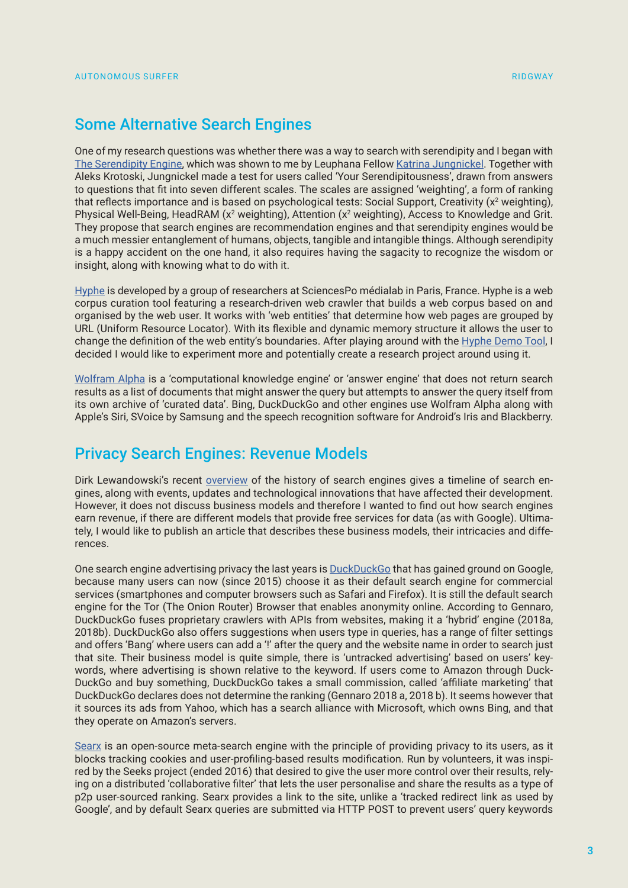## Some Alternative Search Engines

One of my research questions was whether there was a way to search with serendipity and I began with The Serendipity Engine, which was shown to me by Leuphana Fellow Katrina Jungnickel. Together with Aleks Krotoski, Jungnickel made a test for users called 'Your Serendipitousness', drawn from answers to questions that fit into seven different scales. The scales are assigned 'weighting', a form of ranking that reflects importance and is based on psychological tests: Social Support, Creativity ($x^2$ weighting), Physical Well-Being, HeadRAM ($x^2$ weighting), Attention ($x^2$ weighting), Access to Knowledge and Grit. They propose that search engines are recommendation engines and that serendipity engines would be a much messier entanglement of humans, objects, tangible and intangible things. Although serendipity is a happy accident on the one hand, it also requires having the sagacity to recognize the wisdom or insight, along with knowing what to do with it.

Hyphe is developed by a group of researchers at SciencesPo médialab in Paris, France. Hyphe is a web corpus curation tool featuring a research-driven web crawler that builds a web corpus based on and organised by the web user. It works with 'web entities' that determine how web pages are grouped by URL (Uniform Resource Locator). With its flexible and dynamic memory structure it allows the user to change the definition of the web entity's boundaries. After playing around with the Hyphe Demo Tool, I decided I would like to experiment more and potentially create a research project around using it.

Wolfram Alpha is a 'computational knowledge engine' or 'answer engine' that does not return search results as a list of documents that might answer the query but attempts to answer the query itself from its own archive of 'curated data'. Bing, DuckDuckGo and other engines use Wolfram Alpha along with Apple's Siri, SVoice by Samsung and the speech recognition software for Android's Iris and Blackberry.

## Privacy Search Engines: Revenue Models

Dirk Lewandowski's recent overview of the history of search engines gives a timeline of search engines, along with events, updates and technological innovations that have affected their development. However, it does not discuss business models and therefore I wanted to find out how search engines earn revenue, if there are different models that provide free services for data (as with Google). Ultimately, I would like to publish an article that describes these business models, their intricacies and differences.

One search engine advertising privacy the last years is DuckDuckGo that has gained ground on Google, because many users can now (since 2015) choose it as their default search engine for commercial services (smartphones and computer browsers such as Safari and Firefox). It is still the default search engine for the Tor (The Onion Router) Browser that enables anonymity online. According to Gennaro, DuckDuckGo fuses proprietary crawlers with APIs from websites, making it a 'hybrid' engine (2018a, 2018b). DuckDuckGo also offers suggestions when users type in queries, has a range of filter settings and offers 'Bang' where users can add a '!' after the query and the website name in order to search just that site. Their business model is quite simple, there is 'untracked advertising' based on users' keywords, where advertising is shown relative to the keyword. If users come to Amazon through DuckDuckGo and buy something, DuckDuckGo takes a small commission, called 'affiliate marketing' that DuckDuckGo declares does not determine the ranking (Gennaro 2018 a, 2018 b). It seems however that it sources its ads from Yahoo, which has a search alliance with Microsoft, which owns Bing, and that they operate on Amazon's servers.

Searx is an open-source meta-search engine with the principle of providing privacy to its users, as it blocks tracking cookies and user-profiling-based results modification. Run by volunteers, it was inspired by the Seeks project (ended 2016) that desired to give the user more control over their results, relying on a distributed 'collaborative filter' that lets the user personalise and share the results as a type of p2p user-sourced ranking. Searx provides a link to the site, unlike a 'tracked redirect link as used by Google', and by default Searx queries are submitted via HTTP POST to prevent users' query keywords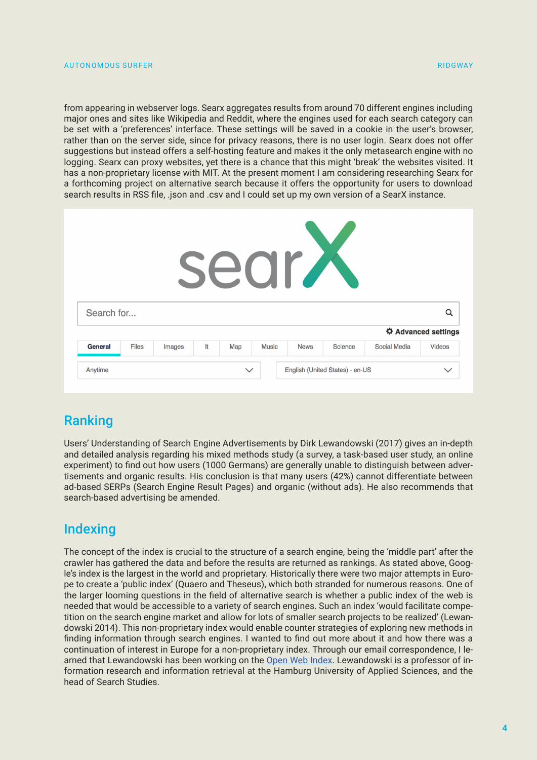from appearing in webserver logs. Searx aggregates results from around 70 different engines including major ones and sites like Wikipedia and Reddit, where the engines used for each search category can be set with a 'preferences' interface. These settings will be saved in a cookie in the user's browser, rather than on the server side, since for privacy reasons, there is no user login. Searx does not offer suggestions but instead offers a self-hosting feature and makes it the only metasearch engine with no logging. Searx can proxy websites, yet there is a chance that this might 'break' the websites visited. It has a non-proprietary license with MIT. At the present moment I am considering researching Searx for a forthcoming project on alternative search because it offers the opportunity for users to download search results in RSS file, .json and .csv and I could set up my own version of a SearX instance.

## Ranking

Users' Understanding of Search Engine Advertisements by Dirk Lewandowski (2017) gives an in-depth and detailed analysis regarding his mixed methods study (a survey, a task-based user study, an online experiment) to find out how users (1000 Germans) are generally unable to distinguish between advertisements and organic results. His conclusion is that many users (42%) cannot differentiate between ad-based SERPs (Search Engine Result Pages) and organic (without ads). He also recommends that search-based advertising be amended.

## Indexing

The concept of the index is crucial to the structure of a search engine, being the 'middle part' after the crawler has gathered the data and before the results are returned as rankings. As stated above, Google's index is the largest in the world and proprietary. Historically there were two major attempts in Europe to create a 'public index' (Quaero and Theseus), which both stranded for numerous reasons. One of the larger looming questions in the field of alternative search is whether a public index of the web is needed that would be accessible to a variety of search engines. Such an index 'would facilitate competition on the search engine market and allow for lots of smaller search projects to be realized' (Lewandowski 2014). This non-proprietary index would enable counter strategies of exploring new methods in finding information through search engines. I wanted to find out more about it and how there was a continuation of interest in Europe for a non-proprietary index. Through our email correspondence, I learned that Lewandowski has been working on the [Open Web Index](). Lewandowski is a professor of information research and information retrieval at the Hamburg University of Applied Sciences, and the head of Search Studies.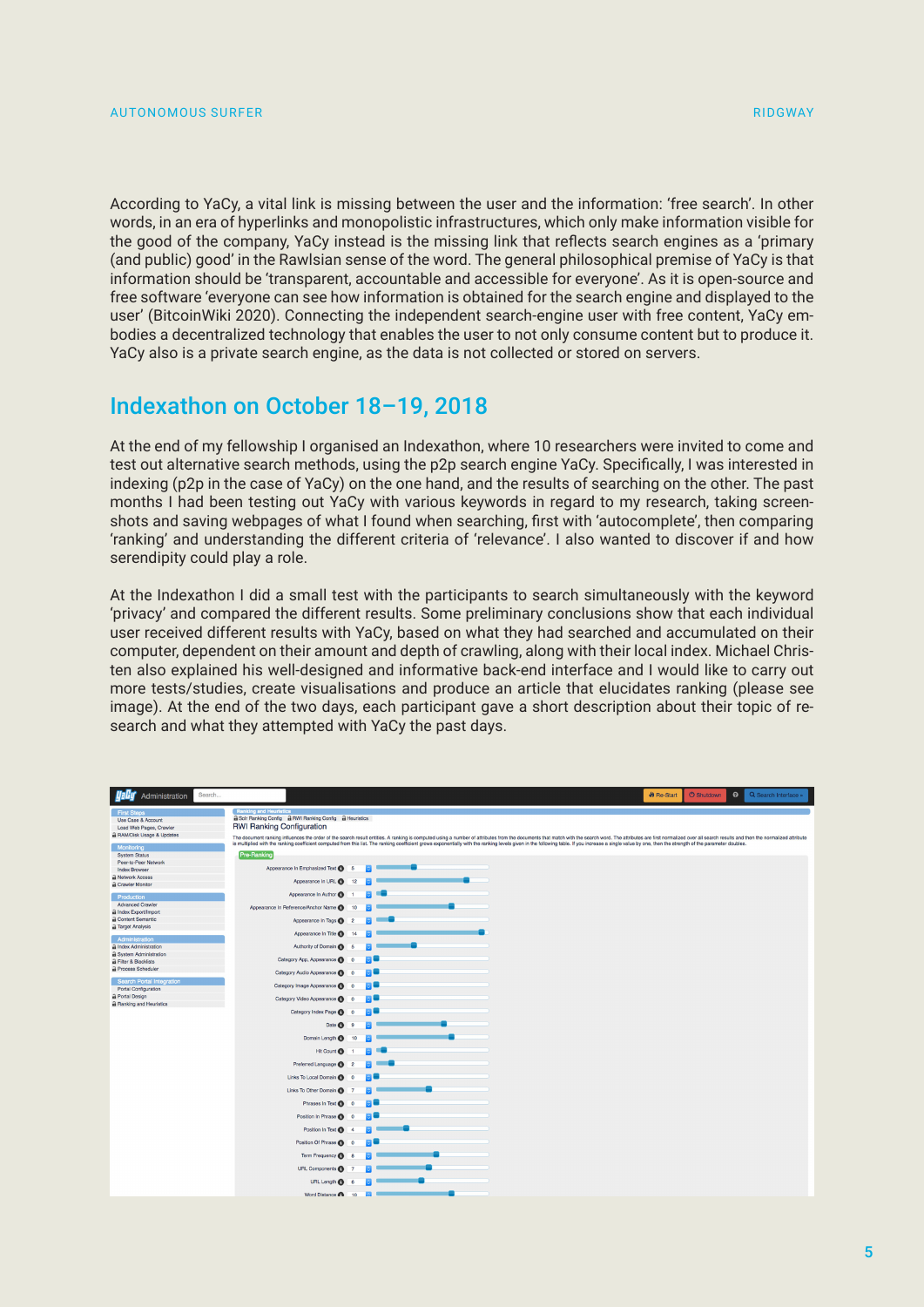According to YaCy, a vital link is missing between the user and the information: 'free search'. In other words, in an era of hyperlinks and monopolistic infrastructures, which only make information visible for the good of the company, YaCy instead is the missing link that reflects search engines as a 'primary (and public) good' in the Rawlsian sense of the word. The general philosophical premise of YaCy is that information should be 'transparent, accountable and accessible for everyone'. As it is open-source and free software 'everyone can see how information is obtained for the search engine and displayed to the user' (BitcoinWiki 2020). Connecting the independent search-engine user with free content, YaCy embodies a decentralized technology that enables the user to not only consume content but to produce it. YaCy also is a private search engine, as the data is not collected or stored on servers.

## Indexathon on October 18–19, 2018

At the end of my fellowship I organised an Indexathon, where 10 researchers were invited to come and test out alternative search methods, using the p2p search engine YaCy. Specifically, I was interested in indexing (p2p in the case of YaCy) on the one hand, and the results of searching on the other. The past months I had been testing out YaCy with various keywords in regard to my research, taking screenshots and saving webpages of what I found when searching, first with 'autocomplete', then comparing 'ranking' and understanding the different criteria of 'relevance'. I also wanted to discover if and how serendipity could play a role.

At the Indexathon I did a small test with the participants to search simultaneously with the keyword 'privacy' and compared the different results. Some preliminary conclusions show that each individual user received different results with YaCy, based on what they had searched and accumulated on their computer, dependent on their amount and depth of crawling, along with their local index. Michael Christen also explained his well-designed and informative back-end interface and I would like to carry out more tests/studies, create visualisations and produce an article that elucidates ranking (please see image). At the end of the two days, each participant gave a short description about their topic of research and what they attempted with YaCy the past days.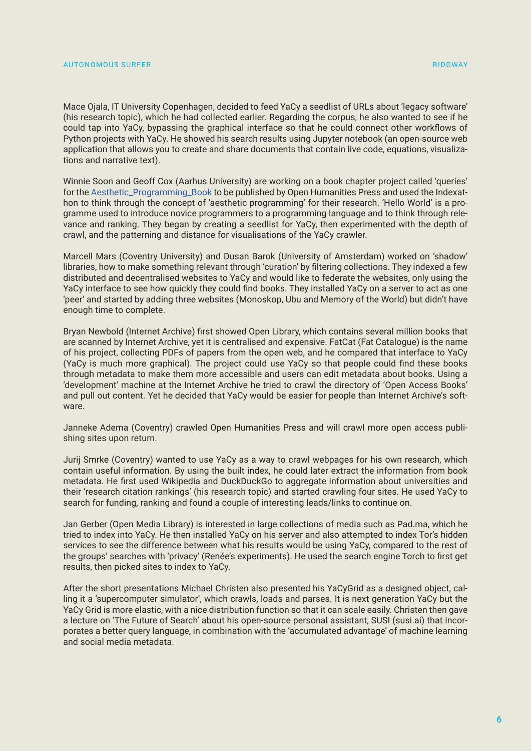Mace Ojala, IT University Copenhagen, decided to feed YaCy a seedlist of URLs about 'legacy software' (his research topic), which he had collected earlier. Regarding the corpus, he also wanted to see if he could tap into YaCy, bypassing the graphical interface so that he could connect other workflows of Python projects with YaCy. He showed his search results using Jupyter notebook (an open-source web application that allows you to create and share documents that contain live code, equations, visualizations and narrative text).

Winnie Soon and Geoff Cox (Aarhus University) are working on a book chapter project called 'queries' for the Aesthetic_Programming_Book to be published by Open Humanities Press and used the Indexathon to think through the concept of 'aesthetic programming' for their research. 'Hello World' is a programme used to introduce novice programmers to a programming language and to think through relevance and ranking. They began by creating a seedlist for YaCy, then experimented with the depth of crawl, and the patterning and distance for visualisations of the YaCy crawler.

Marcell Mars (Coventry University) and Dusan Barok (University of Amsterdam) worked on 'shadow' libraries, how to make something relevant through 'curation' by filtering collections. They indexed a few distributed and decentralised websites to YaCy and would like to federate the websites, only using the YaCy interface to see how quickly they could find books. They installed YaCy on a server to act as one 'peer' and started by adding three websites (Monoskop, Ubu and Memory of the World) but didn't have enough time to complete.

Bryan Newbold (Internet Archive) first showed Open Library, which contains several million books that are scanned by Internet Archive, yet it is centralised and expensive. FatCat (Fat Catalogue) is the name of his project, collecting PDFs of papers from the open web, and he compared that interface to YaCy (YaCy is much more graphical). The project could use YaCy so that people could find these books through metadata to make them more accessible and users can edit metadata about books. Using a 'development' machine at the Internet Archive he tried to crawl the directory of 'Open Access Books' and pull out content. Yet he decided that YaCy would be easier for people than Internet Archive's software.

Janneke Adema (Coventry) crawled Open Humanities Press and will crawl more open access publishing sites upon return.

Jurij Smrke (Coventry) wanted to use YaCy as a way to crawl webpages for his own research, which contain useful information. By using the built index, he could later extract the information from book metadata. He first used Wikipedia and DuckDuckGo to aggregate information about universities and their 'research citation rankings' (his research topic) and started crawling four sites. He used YaCy to search for funding, ranking and found a couple of interesting leads/links to continue on.

Jan Gerber (Open Media Library) is interested in large collections of media such as Pad.ma, which he tried to index into YaCy. He then installed YaCy on his server and also attempted to index Tor's hidden services to see the difference between what his results would be using YaCy, compared to the rest of the groups' searches with 'privacy' (Renée's experiments). He used the search engine Torch to first get results, then picked sites to index to YaCy.

After the short presentations Michael Christen also presented his YaCyGrid as a designed object, calling it a 'supercomputer simulator', which crawls, loads and parses. It is next generation YaCy but the YaCy Grid is more elastic, with a nice distribution function so that it can scale easily. Christen then gave a lecture on 'The Future of Search' about his open-source personal assistant, SUSI (susi.ai) that incorporates a better query language, in combination with the 'accumulated advantage' of machine learning and social media metadata.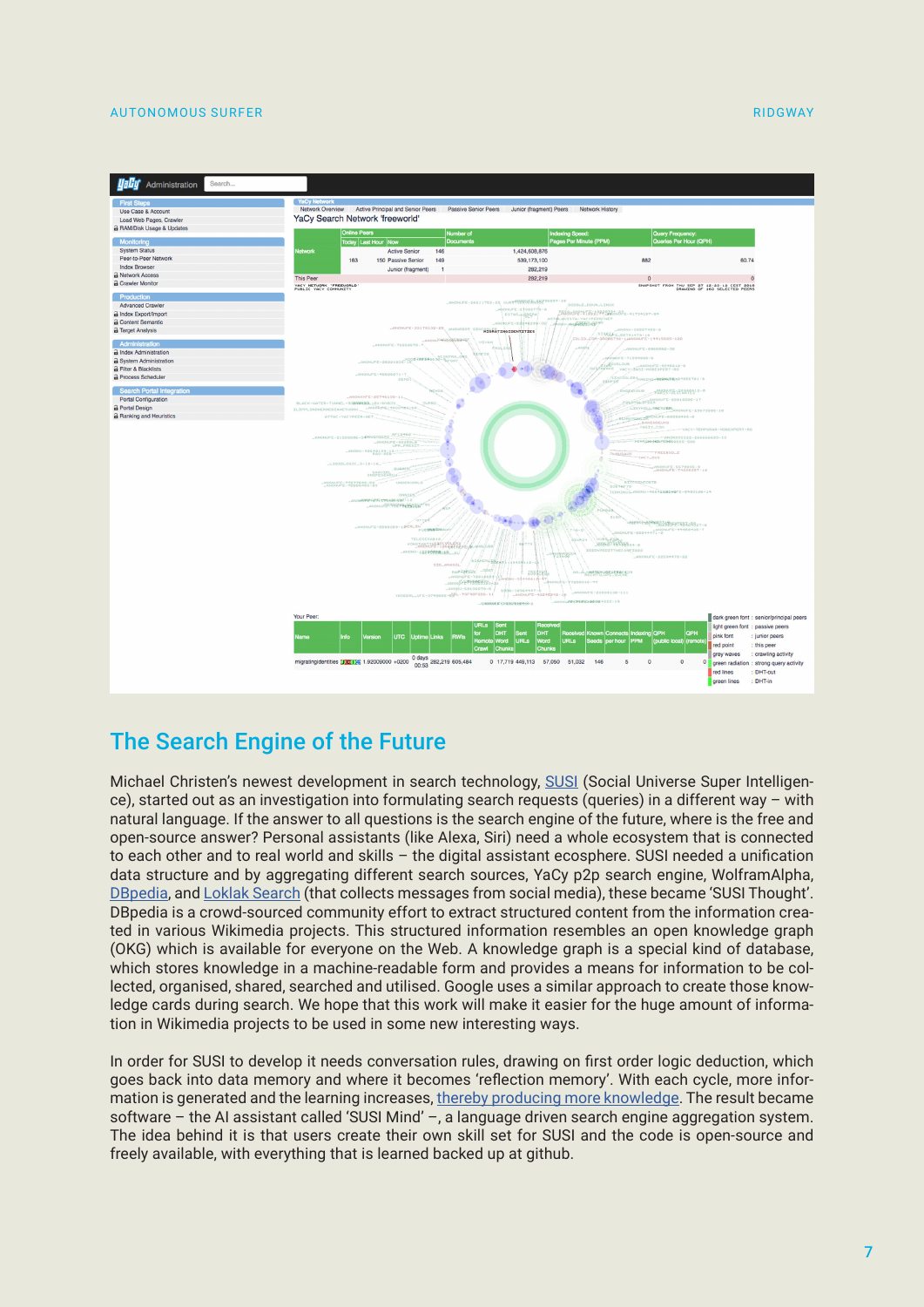## The Search Engine of the Future

Michael Christen's newest development in search technology, SUSI (Social Universe Super Intelligence), started out as an investigation into formulating search requests (queries) in a different way – with natural language. If the answer to all questions is the search engine of the future, where is the free and open-source answer? Personal assistants (like Alexa, Siri) need a whole ecosystem that is connected to each other and to real world and skills – the digital assistant ecosphere. SUSI needed a unification data structure and by aggregating different search sources, YaCy p2p search engine, WolframAlpha, DBpedia, and Loklak Search (that collects messages from social media), these became 'SUSI Thought'. DBpedia is a crowd-sourced community effort to extract structured content from the information created in various Wikimedia projects. This structured information resembles an open knowledge graph (OKG) which is available for everyone on the Web. A knowledge graph is a special kind of database, which stores knowledge in a machine-readable form and provides a means for information to be collected, organised, shared, searched and utilised. Google uses a similar approach to create those knowledge cards during search. We hope that this work will make it easier for the huge amount of information in Wikimedia projects to be used in some new interesting ways.

In order for SUSI to develop it needs conversation rules, drawing on first order logic deduction, which goes back into data memory and where it becomes 'reflection memory'. With each cycle, more information is generated and the learning increases, thereby producing more knowledge. The result became software – the AI assistant called 'SUSI Mind' –, a language driven search engine aggregation system. The idea behind it is that users create their own skill set for SUSI and the code is open-source and freely available, with everything that is learned backed up at github.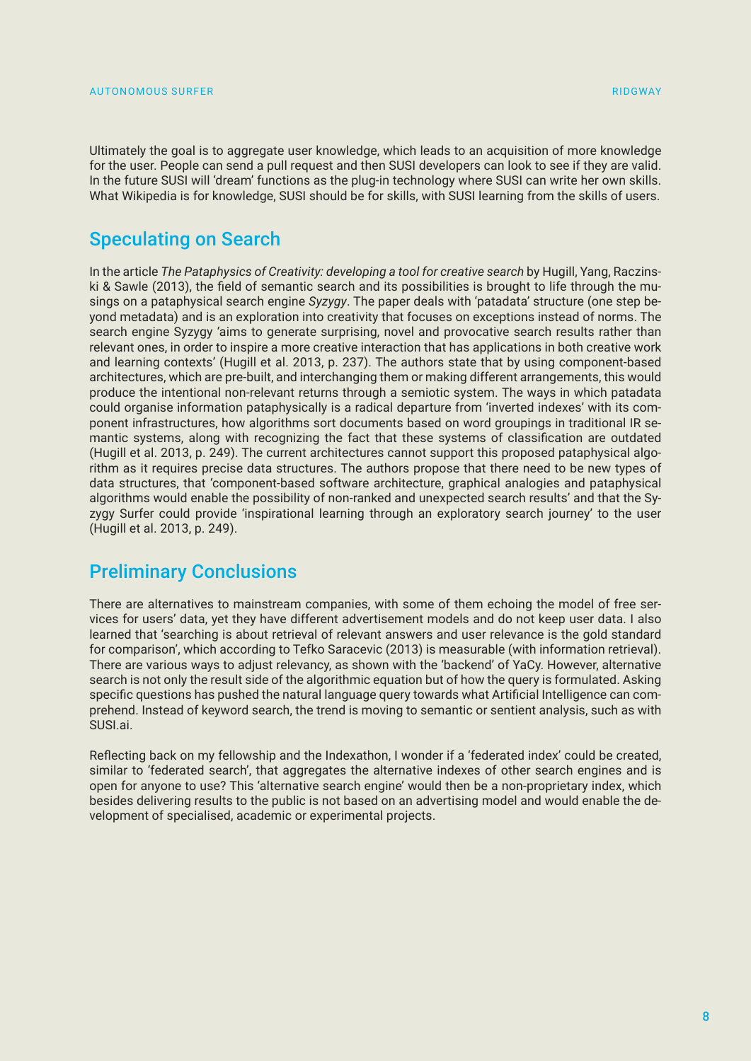Ultimately the goal is to aggregate user knowledge, which leads to an acquisition of more knowledge for the user. People can send a pull request and then SUSI developers can look to see if they are valid. In the future SUSI will 'dream' functions as the plug-in technology where SUSI can write her own skills. What Wikipedia is for knowledge, SUSI should be for skills, with SUSI learning from the skills of users.

## Speculating on Search

In the article *The Pataphysics of Creativity: developing a tool for creative search* by Hugill, Yang, Raczinski & Sawle (2013), the field of semantic search and its possibilities is brought to life through the musings on a pataphysical search engine *Syzygy*. The paper deals with 'patadata' structure (one step beyond metadata) and is an exploration into creativity that focuses on exceptions instead of norms. The search engine Syzygy 'aims to generate surprising, novel and provocative search results rather than relevant ones, in order to inspire a more creative interaction that has applications in both creative work and learning contexts' (Hugill et al. 2013, p. 237). The authors state that by using component-based architectures, which are pre-built, and interchanging them or making different arrangements, this would produce the intentional non-relevant returns through a semiotic system. The ways in which patadata could organise information pataphysically is a radical departure from 'inverted indexes' with its component infrastructures, how algorithms sort documents based on word groupings in traditional IR semantic systems, along with recognizing the fact that these systems of classification are outdated (Hugill et al. 2013, p. 249). The current architectures cannot support this proposed pataphysical algorithm as it requires precise data structures. The authors propose that there need to be new types of data structures, that 'component-based software architecture, graphical analogies and pataphysical algorithms would enable the possibility of non-ranked and unexpected search results' and that the Syzygy Surfer could provide 'inspirational learning through an exploratory search journey' to the user (Hugill et al. 2013, p. 249).

## Preliminary Conclusions

There are alternatives to mainstream companies, with some of them echoing the model of free services for users' data, yet they have different advertisement models and do not keep user data. I also learned that 'searching is about retrieval of relevant answers and user relevance is the gold standard for comparison', which according to Tefko Saracevic (2013) is measurable (with information retrieval). There are various ways to adjust relevancy, as shown with the 'backend' of YaCy. However, alternative search is not only the result side of the algorithmic equation but of how the query is formulated. Asking specific questions has pushed the natural language query towards what Artificial Intelligence can comprehend. Instead of keyword search, the trend is moving to semantic or sentient analysis, such as with SUSI.ai.

Reflecting back on my fellowship and the Indexathon, I wonder if a 'federated index' could be created, similar to 'federated search', that aggregates the alternative indexes of other search engines and is open for anyone to use? This 'alternative search engine' would then be a non-proprietary index, which besides delivering results to the public is not based on an advertising model and would enable the development of specialised, academic or experimental projects.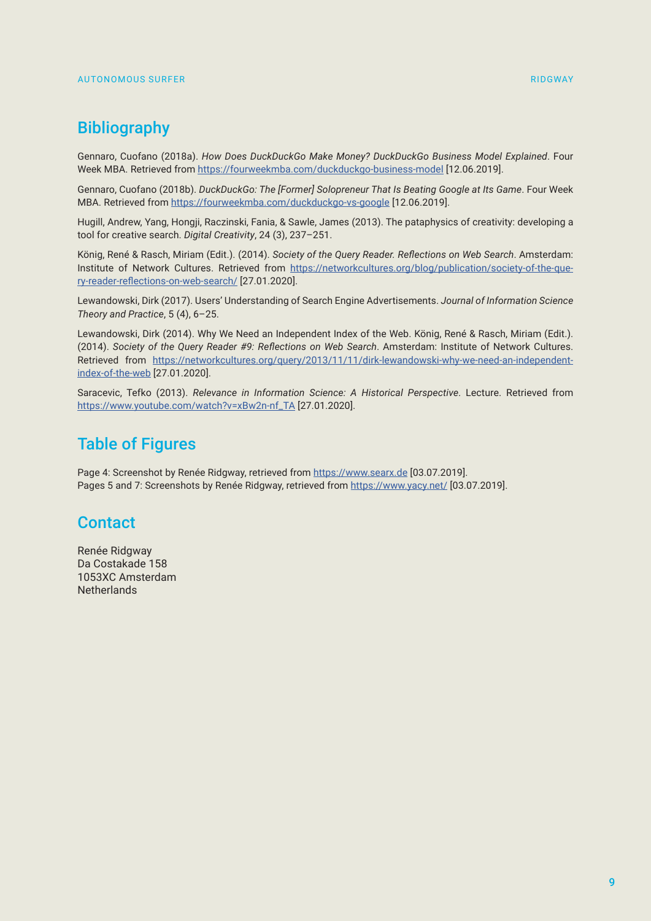## Bibliography

Gennaro, Cuofano (2018a). *How Does DuckDuckGo Make Money? DuckDuckGo Business Model Explained*. Four Week MBA. Retrieved from https://fourweekmba.com/duckduckgo-business-model [12.06.2019].

Gennaro, Cuofano (2018b). *DuckDuckGo: The [Former] Solopreneur That Is Beating Google at Its Game*. Four Week MBA. Retrieved from https://fourweekmba.com/duckduckgo-vs-google [12.06.2019].

Hugill, Andrew, Yang, Hongji, Raczinski, Fania, & Sawle, James (2013). The pataphysics of creativity: developing a tool for creative search. *Digital Creativity*, 24 (3), 237–251.

König, René & Rasch, Miriam (Edit.). (2014). *Society of the Query Reader. Reflections on Web Search*. Amsterdam: Institute of Network Cultures. Retrieved from https://networkcultures.org/blog/publication/society-of-the-query-reader-reflections-on-web-search/ [27.01.2020].

Lewandowski, Dirk (2017). Users' Understanding of Search Engine Advertisements. *Journal of Information Science Theory and Practice*, 5 (4), 6–25.

Lewandowski, Dirk (2014). Why We Need an Independent Index of the Web. König, René & Rasch, Miriam (Edit.). (2014). *Society of the Query Reader #9: Reflections on Web Search*. Amsterdam: Institute of Network Cultures. Retrieved from https://networkcultures.org/query/2013/11/11/dirk-lewandowski-why-we-need-an-independent-index-of-the-web [27.01.2020].

Saracevic, Tefko (2013). *Relevance in Information Science: A Historical Perspective*. Lecture. Retrieved from https://www.youtube.com/watch?v=xBw2n-nf_TA [27.01.2020].

## Table of Figures

Page 4: Screenshot by Renée Ridgway, retrieved from https://www.searx.de [03.07.2019].
Pages 5 and 7: Screenshots by Renée Ridgway, retrieved from https://www.yacy.net/ [03.07.2019].

## Contact

Renée Ridgway
Da Costakade 158
1053XC Amsterdam
Netherlands